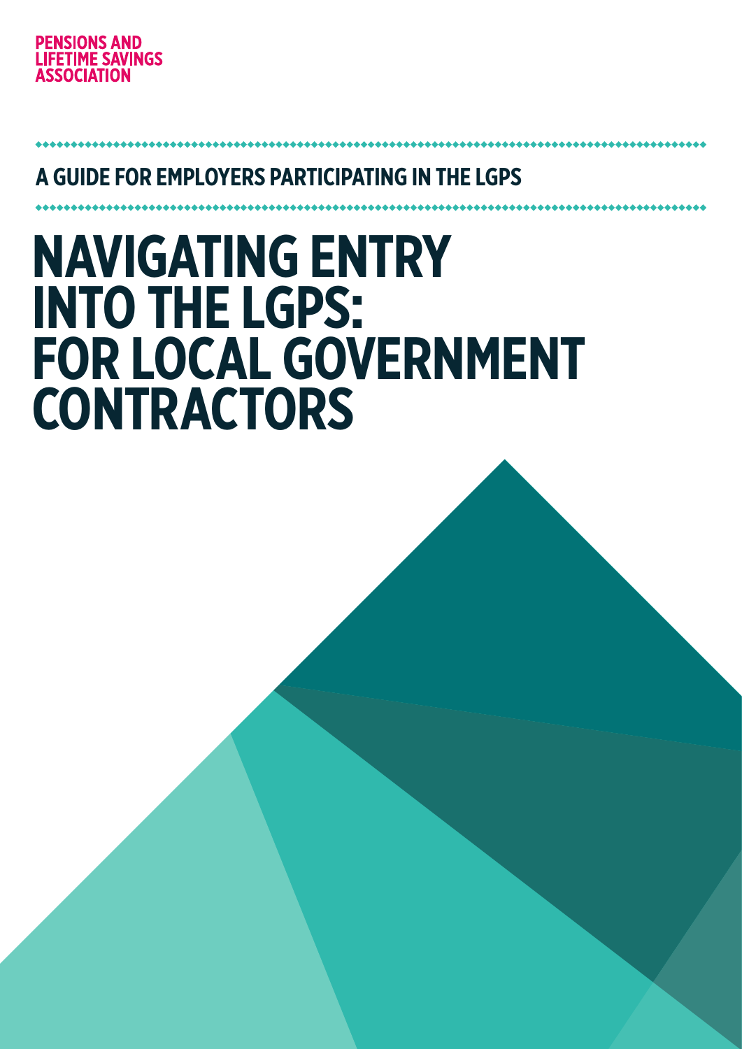PENSIONS AND LIFETIME SAVINGS ASSOCIATION

## A GUIDE FOR EMPLOYERS PARTICIPATING IN THE LGPS

# NAVIGATING ENTRY INTO THE LGPS: FOR LOCAL GOVERNMENT CONTRACTORS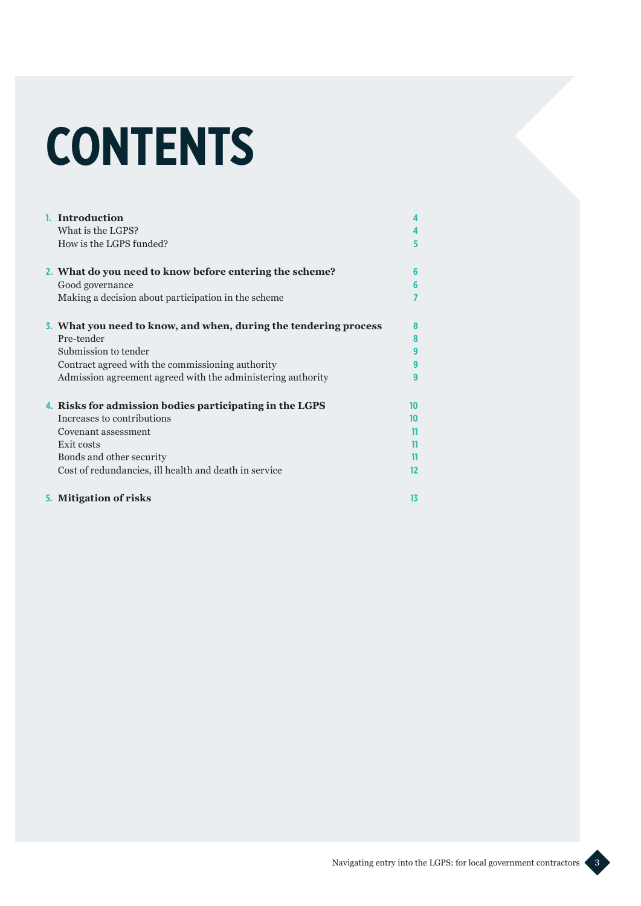# CONTENTS

| | | |
|---|---|---|
| 1. | **Introduction** | 4 |
| | What is the LGPS? | 4 |
| | How is the LGPS funded? | 5 |
| 2. | **What do you need to know before entering the scheme?** | 6 |
| | Good governance | 6 |
| | Making a decision about participation in the scheme | 7 |
| 3. | **What you need to know, and when, during the tendering process** | 8 |
| | Pre-tender | 8 |
| | Submission to tender | 9 |
| | Contract agreed with the commissioning authority | 9 |
| | Admission agreement agreed with the administering authority | 9 |
| 4. | **Risks for admission bodies participating in the LGPS** | 10 |
| | Increases to contributions | 10 |
| | Covenant assessment | 11 |
| | Exit costs | 11 |
| | Bonds and other security | 11 |
| | Cost of redundancies, ill health and death in service | 12 |
| 5. | **Mitigation of risks** | 13 |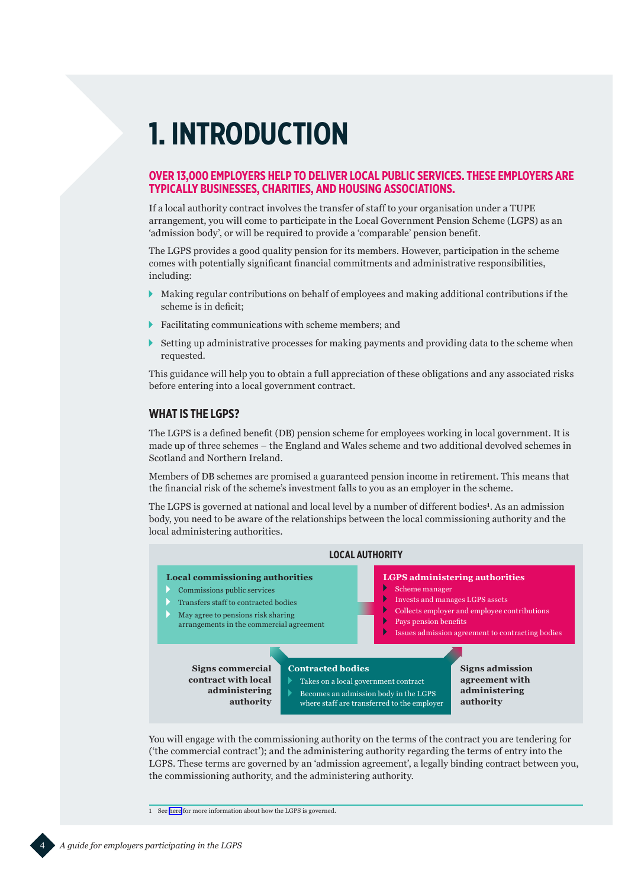# 1. INTRODUCTION

## OVER 13,000 EMPLOYERS HELP TO DELIVER LOCAL PUBLIC SERVICES. THESE EMPLOYERS ARE TYPICALLY BUSINESSES, CHARITIES, AND HOUSING ASSOCIATIONS.

If a local authority contract involves the transfer of staff to your organisation under a TUPE arrangement, you will come to participate in the Local Government Pension Scheme (LGPS) as an 'admission body', or will be required to provide a 'comparable' pension benefit.

The LGPS provides a good quality pension for its members. However, participation in the scheme comes with potentially significant financial commitments and administrative responsibilities, including:

- Making regular contributions on behalf of employees and making additional contributions if the scheme is in deficit;
- Facilitating communications with scheme members; and
- Setting up administrative processes for making payments and providing data to the scheme when requested.

This guidance will help you to obtain a full appreciation of these obligations and any associated risks before entering into a local government contract.

### WHAT IS THE LGPS?

The LGPS is a defined benefit (DB) pension scheme for employees working in local government. It is made up of three schemes – the England and Wales scheme and two additional devolved schemes in Scotland and Northern Ireland.

Members of DB schemes are promised a guaranteed pension income in retirement. This means that the financial risk of the scheme's investment falls to you as an employer in the scheme.

The LGPS is governed at national and local level by a number of different bodies[1]. As an admission body, you need to be aware of the relationships between the local commissioning authority and the local administering authorities.

**LOCAL AUTHORITY**

**Local commissioning authorities**
- Commissions public services
- Transfers staff to contracted bodies
- May agree to pensions risk sharing arrangements in the commercial agreement

**LGPS administering authorities**
- Scheme manager
- Invests and manages LGPS assets
- Collects employer and employee contributions
- Pays pension benefits
- Issues admission agreement to contracting bodies

**Signs commercial contract with local administering authority**

**Contracted bodies**
- Takes on a local government contract
- Becomes an admission body in the LGPS where staff are transferred to the employer

**Signs admission agreement with administering authority**

You will engage with the commissioning authority on the terms of the contract you are tendering for ('the commercial contract'); and the administering authority regarding the terms of entry into the LGPS. These terms are governed by an 'admission agreement', a legally binding contract between you, the commissioning authority, and the administering authority.

1 See here for more information about how the LGPS is governed.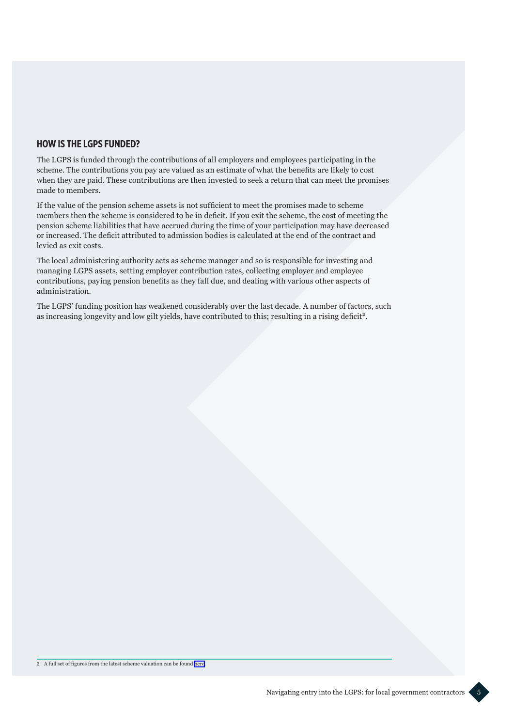## HOW IS THE LGPS FUNDED?

The LGPS is funded through the contributions of all employers and employees participating in the scheme. The contributions you pay are valued as an estimate of what the benefits are likely to cost when they are paid. These contributions are then invested to seek a return that can meet the promises made to members.

If the value of the pension scheme assets is not sufficient to meet the promises made to scheme members then the scheme is considered to be in deficit. If you exit the scheme, the cost of meeting the pension scheme liabilities that have accrued during the time of your participation may have decreased or increased. The deficit attributed to admission bodies is calculated at the end of the contract and levied as exit costs.

The local administering authority acts as scheme manager and so is responsible for investing and managing LGPS assets, setting employer contribution rates, collecting employer and employee contributions, paying pension benefits as they fall due, and dealing with various other aspects of administration.

The LGPS' funding position has weakened considerably over the last decade. A number of factors, such as increasing longevity and low gilt yields, have contributed to this; resulting in a rising deficit[2].

---

2 A full set of figures from the latest scheme valuation can be found here.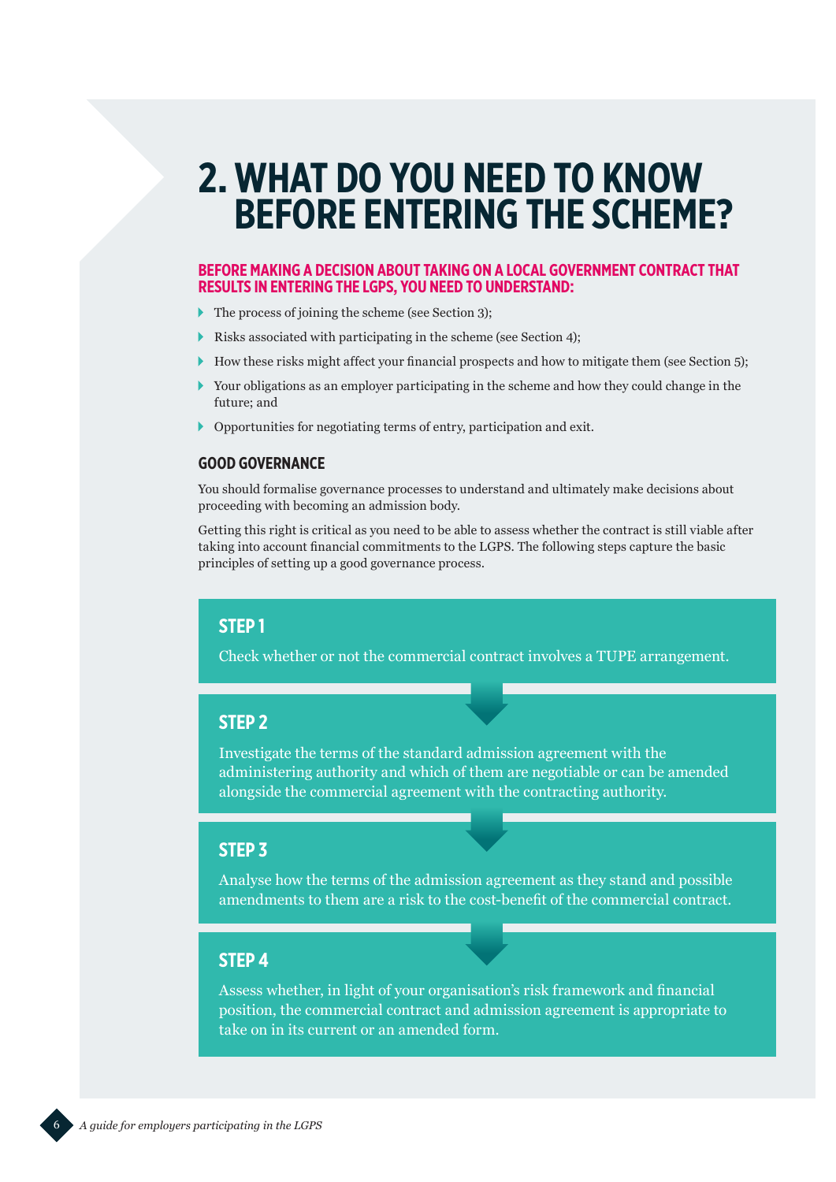# 2. WHAT DO YOU NEED TO KNOW BEFORE ENTERING THE SCHEME?

**BEFORE MAKING A DECISION ABOUT TAKING ON A LOCAL GOVERNMENT CONTRACT THAT RESULTS IN ENTERING THE LGPS, YOU NEED TO UNDERSTAND:**

- The process of joining the scheme (see Section 3);
- Risks associated with participating in the scheme (see Section 4);
- How these risks might affect your financial prospects and how to mitigate them (see Section 5);
- Your obligations as an employer participating in the scheme and how they could change in the future; and
- Opportunities for negotiating terms of entry, participation and exit.

## GOOD GOVERNANCE

You should formalise governance processes to understand and ultimately make decisions about proceeding with becoming an admission body.

Getting this right is critical as you need to be able to assess whether the contract is still viable after taking into account financial commitments to the LGPS. The following steps capture the basic principles of setting up a good governance process.

### STEP 1

Check whether or not the commercial contract involves a TUPE arrangement.

### STEP 2

Investigate the terms of the standard admission agreement with the administering authority and which of them are negotiable or can be amended alongside the commercial agreement with the contracting authority.

### STEP 3

Analyse how the terms of the admission agreement as they stand and possible amendments to them are a risk to the cost-benefit of the commercial contract.

### STEP 4

Assess whether, in light of your organisation's risk framework and financial position, the commercial contract and admission agreement is appropriate to take on in its current or an amended form.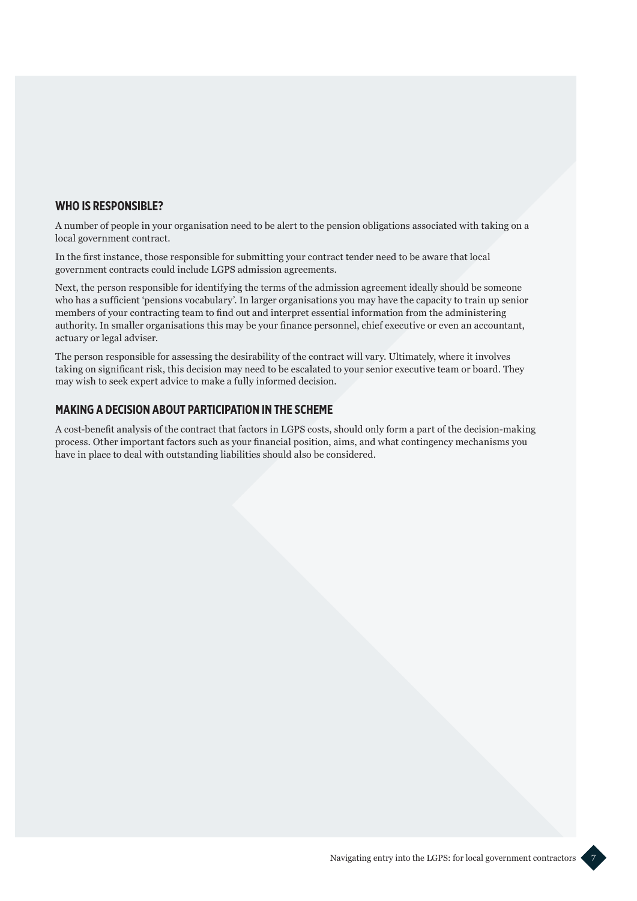## WHO IS RESPONSIBLE?

A number of people in your organisation need to be alert to the pension obligations associated with taking on a local government contract.

In the first instance, those responsible for submitting your contract tender need to be aware that local government contracts could include LGPS admission agreements.

Next, the person responsible for identifying the terms of the admission agreement ideally should be someone who has a sufficient 'pensions vocabulary'. In larger organisations you may have the capacity to train up senior members of your contracting team to find out and interpret essential information from the administering authority. In smaller organisations this may be your finance personnel, chief executive or even an accountant, actuary or legal adviser.

The person responsible for assessing the desirability of the contract will vary. Ultimately, where it involves taking on significant risk, this decision may need to be escalated to your senior executive team or board. They may wish to seek expert advice to make a fully informed decision.

## MAKING A DECISION ABOUT PARTICIPATION IN THE SCHEME

A cost-benefit analysis of the contract that factors in LGPS costs, should only form a part of the decision-making process. Other important factors such as your financial position, aims, and what contingency mechanisms you have in place to deal with outstanding liabilities should also be considered.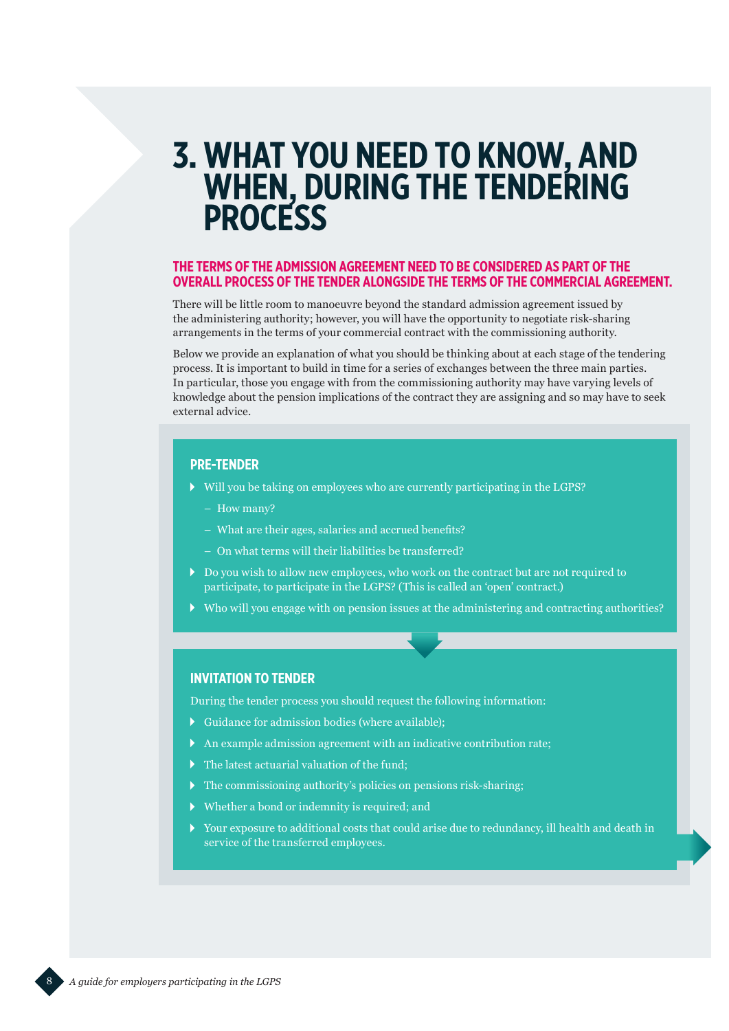# 3. WHAT YOU NEED TO KNOW, AND WHEN, DURING THE TENDERING PROCESS

**THE TERMS OF THE ADMISSION AGREEMENT NEED TO BE CONSIDERED AS PART OF THE OVERALL PROCESS OF THE TENDER ALONGSIDE THE TERMS OF THE COMMERCIAL AGREEMENT.**

There will be little room to manoeuvre beyond the standard admission agreement issued by the administering authority; however, you will have the opportunity to negotiate risk-sharing arrangements in the terms of your commercial contract with the commissioning authority.

Below we provide an explanation of what you should be thinking about at each stage of the tendering process. It is important to build in time for a series of exchanges between the three main parties. In particular, those you engage with from the commissioning authority may have varying levels of knowledge about the pension implications of the contract they are assigning and so may have to seek external advice.

### PRE-TENDER

- Will you be taking on employees who are currently participating in the LGPS?
  - How many?
  - What are their ages, salaries and accrued benefits?
  - On what terms will their liabilities be transferred?
- Do you wish to allow new employees, who work on the contract but are not required to participate, to participate in the LGPS? (This is called an 'open' contract.)
- Who will you engage with on pension issues at the administering and contracting authorities?

### INVITATION TO TENDER

During the tender process you should request the following information:

- Guidance for admission bodies (where available);
- An example admission agreement with an indicative contribution rate;
- The latest actuarial valuation of the fund;
- The commissioning authority's policies on pensions risk-sharing;
- Whether a bond or indemnity is required; and
- Your exposure to additional costs that could arise due to redundancy, ill health and death in service of the transferred employees.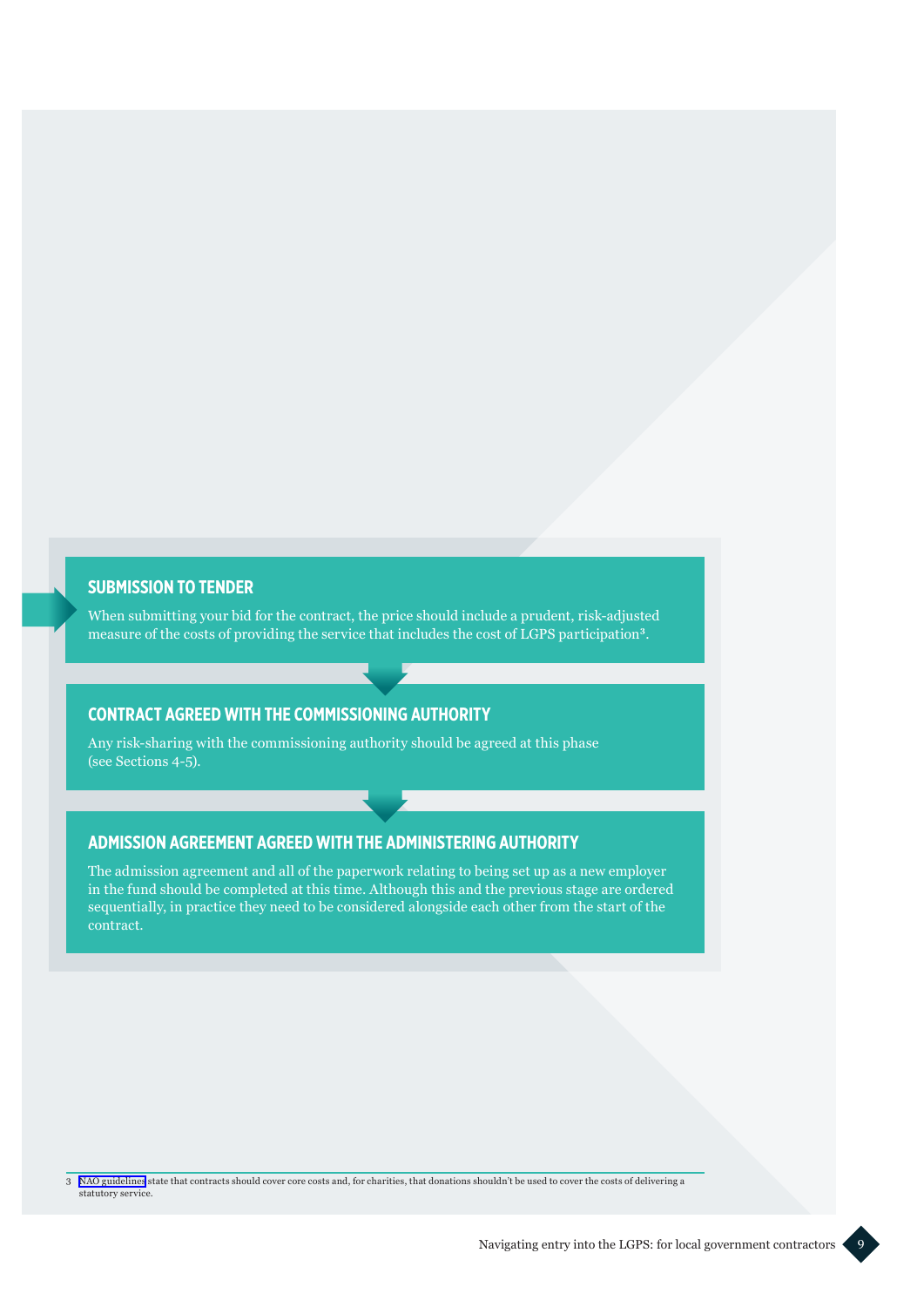## SUBMISSION TO TENDER

When submitting your bid for the contract, the price should include a prudent, risk-adjusted measure of the costs of providing the service that includes the cost of LGPS participation[3].

## CONTRACT AGREED WITH THE COMMISSIONING AUTHORITY

Any risk-sharing with the commissioning authority should be agreed at this phase (see Sections 4-5).

## ADMISSION AGREEMENT AGREED WITH THE ADMINISTERING AUTHORITY

The admission agreement and all of the paperwork relating to being set up as a new employer in the fund should be completed at this time. Although this and the previous stage are ordered sequentially, in practice they need to be considered alongside each other from the start of the contract.

---

3 NAO guidelines state that contracts should cover core costs and, for charities, that donations shouldn't be used to cover the costs of delivering a statutory service.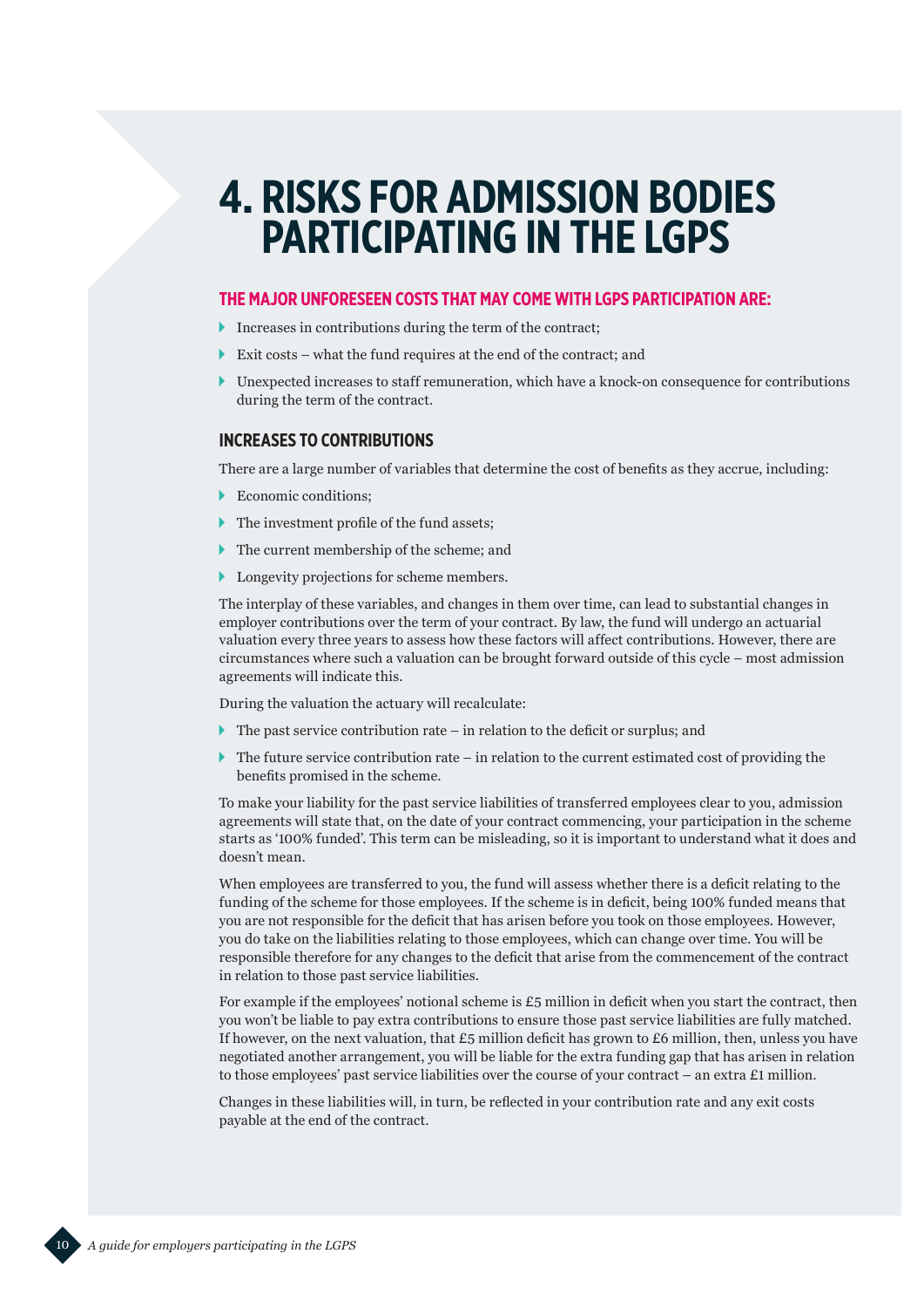# 4. RISKS FOR ADMISSION BODIES PARTICIPATING IN THE LGPS

### THE MAJOR UNFORESEEN COSTS THAT MAY COME WITH LGPS PARTICIPATION ARE:

- Increases in contributions during the term of the contract;
- Exit costs – what the fund requires at the end of the contract; and
- Unexpected increases to staff remuneration, which have a knock-on consequence for contributions during the term of the contract.

## INCREASES TO CONTRIBUTIONS

There are a large number of variables that determine the cost of benefits as they accrue, including:

- Economic conditions;
- The investment profile of the fund assets;
- The current membership of the scheme; and
- Longevity projections for scheme members.

The interplay of these variables, and changes in them over time, can lead to substantial changes in employer contributions over the term of your contract. By law, the fund will undergo an actuarial valuation every three years to assess how these factors will affect contributions. However, there are circumstances where such a valuation can be brought forward outside of this cycle – most admission agreements will indicate this.

During the valuation the actuary will recalculate:

- The past service contribution rate – in relation to the deficit or surplus; and
- The future service contribution rate – in relation to the current estimated cost of providing the benefits promised in the scheme.

To make your liability for the past service liabilities of transferred employees clear to you, admission agreements will state that, on the date of your contract commencing, your participation in the scheme starts as '100% funded'. This term can be misleading, so it is important to understand what it does and doesn't mean.

When employees are transferred to you, the fund will assess whether there is a deficit relating to the funding of the scheme for those employees. If the scheme is in deficit, being 100% funded means that you are not responsible for the deficit that has arisen before you took on those employees. However, you do take on the liabilities relating to those employees, which can change over time. You will be responsible therefore for any changes to the deficit that arise from the commencement of the contract in relation to those past service liabilities.

For example if the employees' notional scheme is £5 million in deficit when you start the contract, then you won't be liable to pay extra contributions to ensure those past service liabilities are fully matched. If however, on the next valuation, that £5 million deficit has grown to £6 million, then, unless you have negotiated another arrangement, you will be liable for the extra funding gap that has arisen in relation to those employees' past service liabilities over the course of your contract – an extra £1 million.

Changes in these liabilities will, in turn, be reflected in your contribution rate and any exit costs payable at the end of the contract.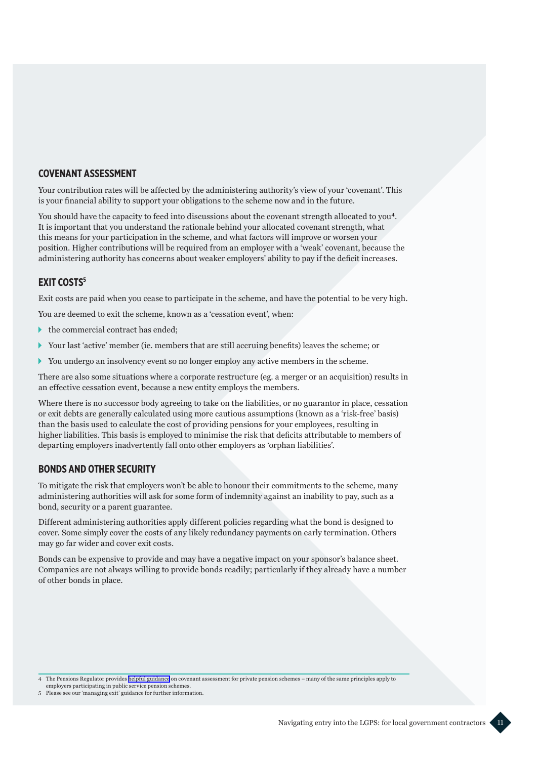## COVENANT ASSESSMENT

Your contribution rates will be affected by the administering authority's view of your 'covenant'. This is your financial ability to support your obligations to the scheme now and in the future.

You should have the capacity to feed into discussions about the covenant strength allocated to you[4]. It is important that you understand the rationale behind your allocated covenant strength, what this means for your participation in the scheme, and what factors will improve or worsen your position. Higher contributions will be required from an employer with a 'weak' covenant, because the administering authority has concerns about weaker employers' ability to pay if the deficit increases.

## EXIT COSTS[5]

Exit costs are paid when you cease to participate in the scheme, and have the potential to be very high.

You are deemed to exit the scheme, known as a 'cessation event', when:

- the commercial contract has ended;
- Your last 'active' member (ie. members that are still accruing benefits) leaves the scheme; or
- You undergo an insolvency event so no longer employ any active members in the scheme.

There are also some situations where a corporate restructure (eg. a merger or an acquisition) results in an effective cessation event, because a new entity employs the members.

Where there is no successor body agreeing to take on the liabilities, or no guarantor in place, cessation or exit debts are generally calculated using more cautious assumptions (known as a 'risk-free' basis) than the basis used to calculate the cost of providing pensions for your employees, resulting in higher liabilities. This basis is employed to minimise the risk that deficits attributable to members of departing employers inadvertently fall onto other employers as 'orphan liabilities'.

## BONDS AND OTHER SECURITY

To mitigate the risk that employers won't be able to honour their commitments to the scheme, many administering authorities will ask for some form of indemnity against an inability to pay, such as a bond, security or a parent guarantee.

Different administering authorities apply different policies regarding what the bond is designed to cover. Some simply cover the costs of any likely redundancy payments on early termination. Others may go far wider and cover exit costs.

Bonds can be expensive to provide and may have a negative impact on your sponsor's balance sheet. Companies are not always willing to provide bonds readily; particularly if they already have a number of other bonds in place.

---

4 The Pensions Regulator provides helpful guidance on covenant assessment for private pension schemes – many of the same principles apply to employers participating in public service pension schemes.

5 Please see our 'managing exit' guidance for further information.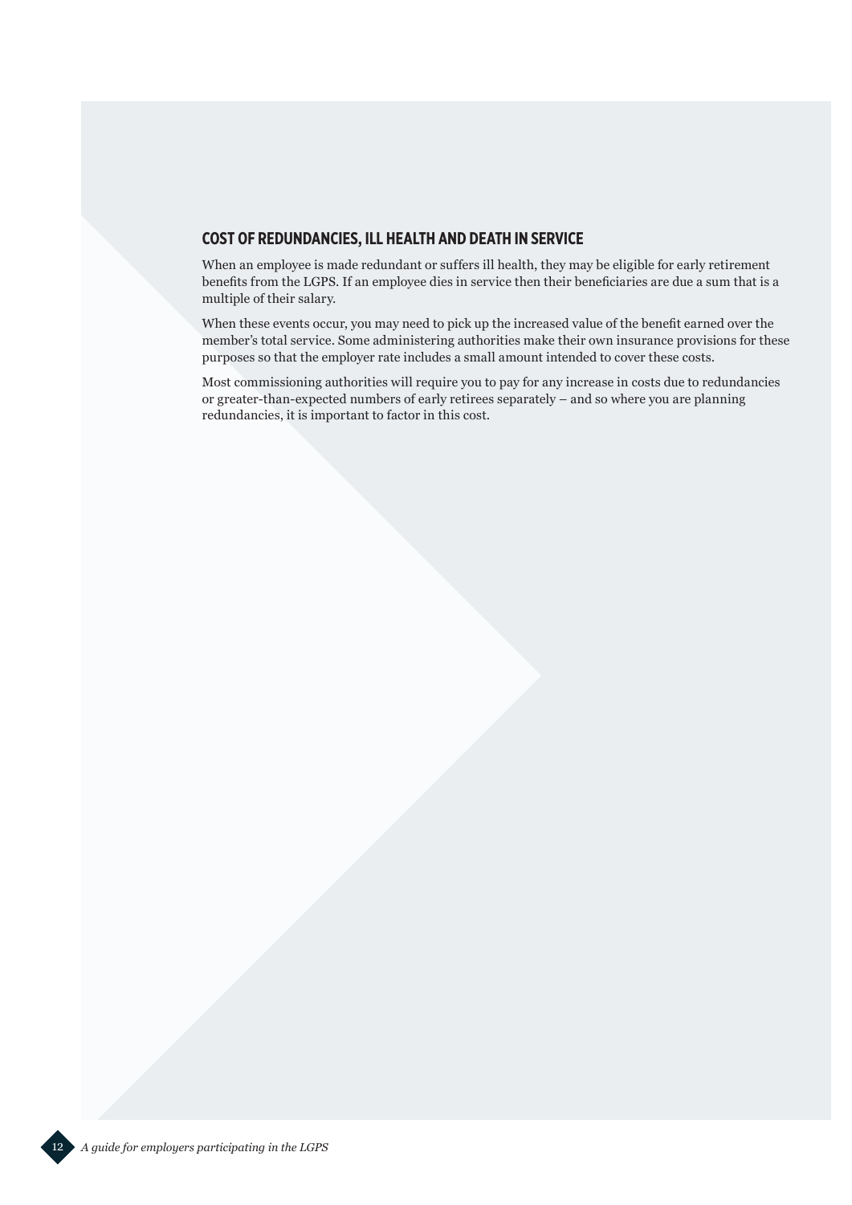## COST OF REDUNDANCIES, ILL HEALTH AND DEATH IN SERVICE

When an employee is made redundant or suffers ill health, they may be eligible for early retirement benefits from the LGPS. If an employee dies in service then their beneficiaries are due a sum that is a multiple of their salary.

When these events occur, you may need to pick up the increased value of the benefit earned over the member's total service. Some administering authorities make their own insurance provisions for these purposes so that the employer rate includes a small amount intended to cover these costs.

Most commissioning authorities will require you to pay for any increase in costs due to redundancies or greater-than-expected numbers of early retirees separately – and so where you are planning redundancies, it is important to factor in this cost.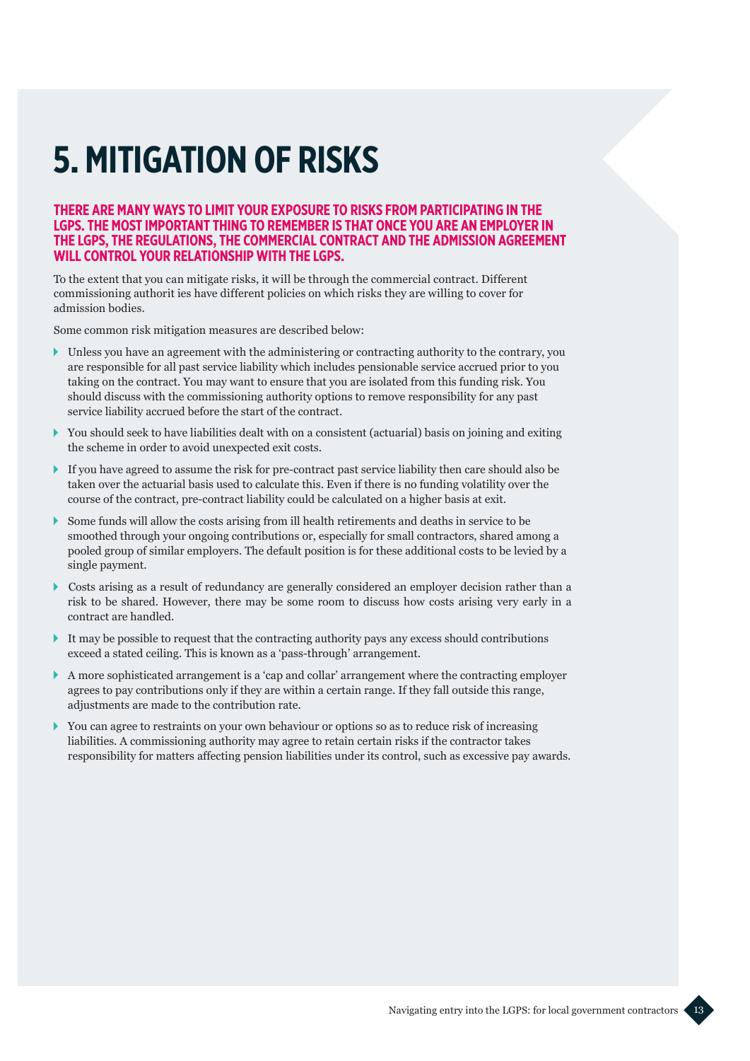# 5. MITIGATION OF RISKS

**THERE ARE MANY WAYS TO LIMIT YOUR EXPOSURE TO RISKS FROM PARTICIPATING IN THE LGPS. THE MOST IMPORTANT THING TO REMEMBER IS THAT ONCE YOU ARE AN EMPLOYER IN THE LGPS, THE REGULATIONS, THE COMMERCIAL CONTRACT AND THE ADMISSION AGREEMENT WILL CONTROL YOUR RELATIONSHIP WITH THE LGPS.**

To the extent that you can mitigate risks, it will be through the commercial contract. Different commissioning authorit ies have different policies on which risks they are willing to cover for admission bodies.

Some common risk mitigation measures are described below:

- Unless you have an agreement with the administering or contracting authority to the contrary, you are responsible for all past service liability which includes pensionable service accrued prior to you taking on the contract. You may want to ensure that you are isolated from this funding risk. You should discuss with the commissioning authority options to remove responsibility for any past service liability accrued before the start of the contract.
- You should seek to have liabilities dealt with on a consistent (actuarial) basis on joining and exiting the scheme in order to avoid unexpected exit costs.
- If you have agreed to assume the risk for pre-contract past service liability then care should also be taken over the actuarial basis used to calculate this. Even if there is no funding volatility over the course of the contract, pre-contract liability could be calculated on a higher basis at exit.
- Some funds will allow the costs arising from ill health retirements and deaths in service to be smoothed through your ongoing contributions or, especially for small contractors, shared among a pooled group of similar employers. The default position is for these additional costs to be levied by a single payment.
- Costs arising as a result of redundancy are generally considered an employer decision rather than a risk to be shared. However, there may be some room to discuss how costs arising very early in a contract are handled.
- It may be possible to request that the contracting authority pays any excess should contributions exceed a stated ceiling. This is known as a 'pass-through' arrangement.
- A more sophisticated arrangement is a 'cap and collar' arrangement where the contracting employer agrees to pay contributions only if they are within a certain range. If they fall outside this range, adjustments are made to the contribution rate.
- You can agree to restraints on your own behaviour or options so as to reduce risk of increasing liabilities. A commissioning authority may agree to retain certain risks if the contractor takes responsibility for matters affecting pension liabilities under its control, such as excessive pay awards.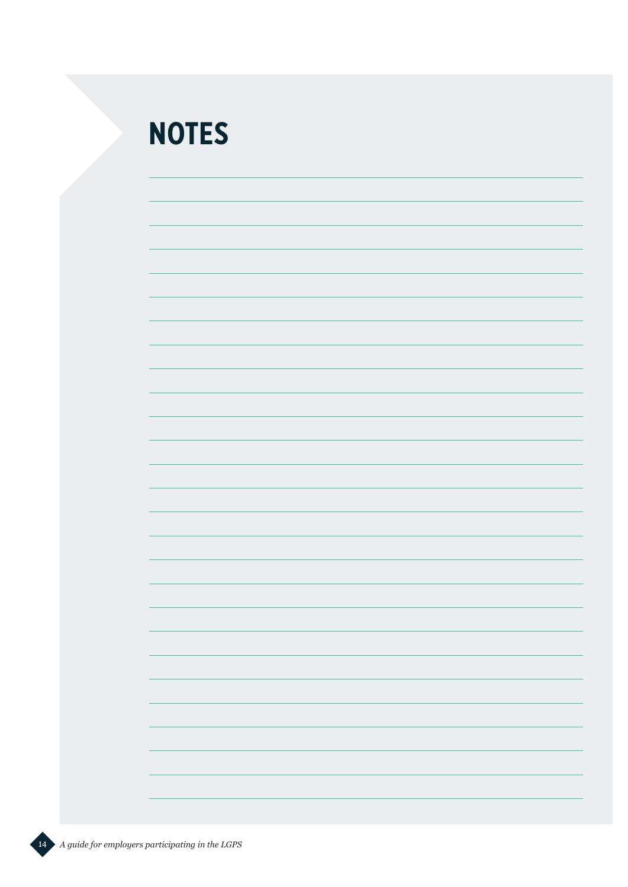# NOTES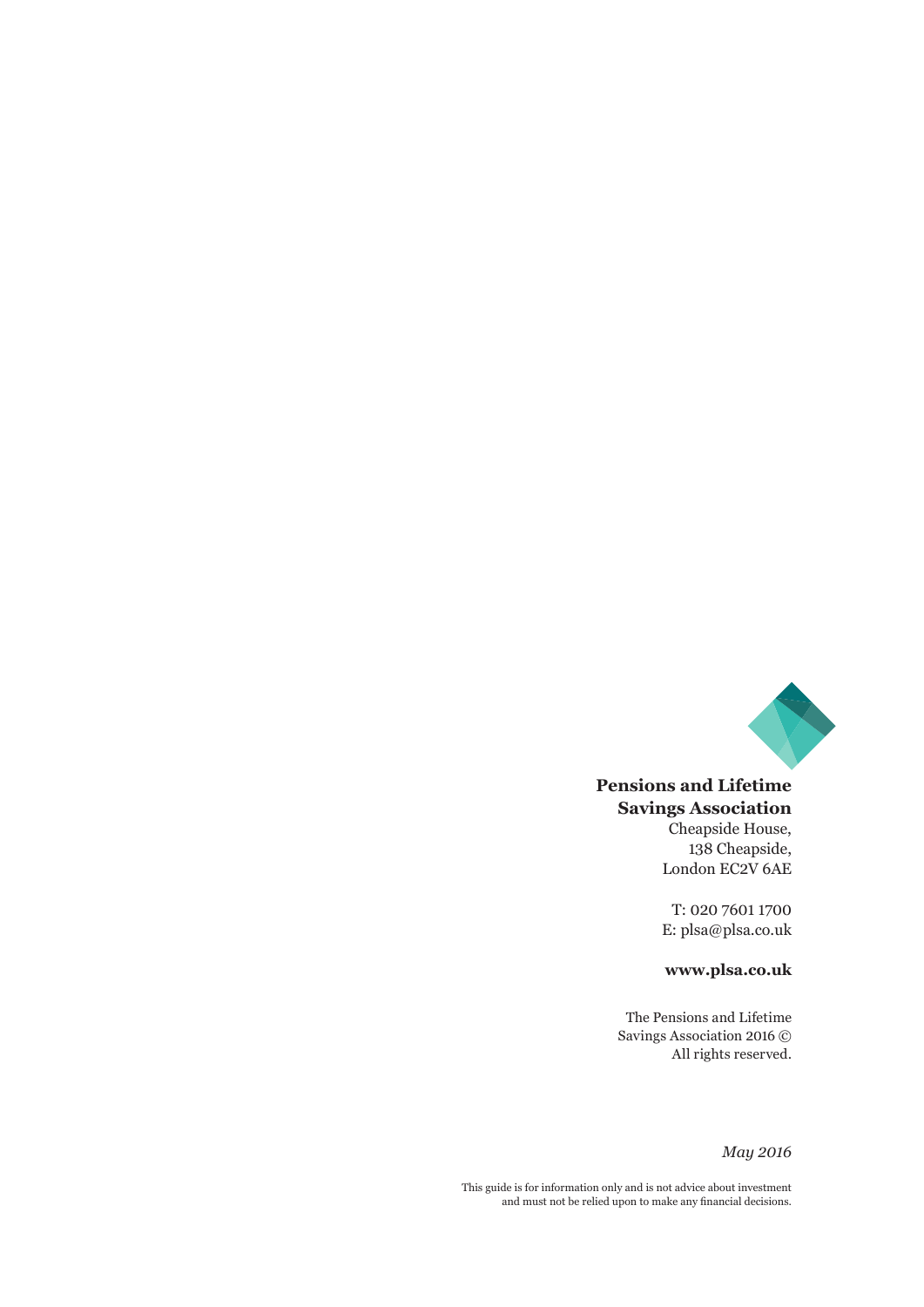**Pensions and Lifetime Savings Association**

Cheapside House,
138 Cheapside,
London EC2V 6AE

T: 020 7601 1700
E: plsa@plsa.co.uk

**www.plsa.co.uk**

The Pensions and Lifetime Savings Association 2016 ©
All rights reserved.

*May 2016*

This guide is for information only and is not advice about investment and must not be relied upon to make any financial decisions.